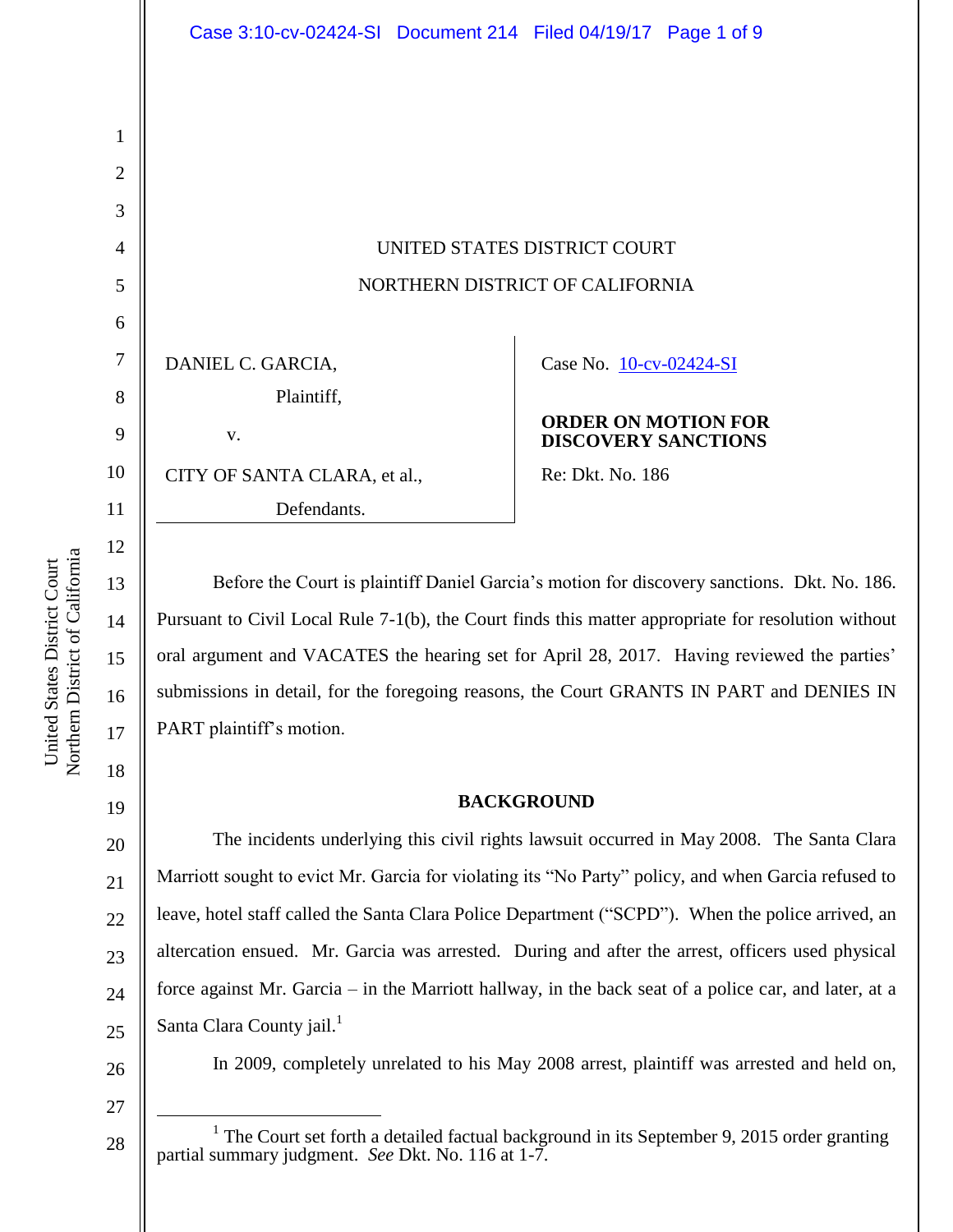UNITED STATES DISTRICT COURT

NORTHERN DISTRICT OF CALIFORNIA

| | |
|---|---|
| DANIEL C. GARCIA, Plaintiff, v. CITY OF SANTA CLARA, et al., Defendants. | Case No. 10-cv-02424-SI **ORDER ON MOTION FOR DISCOVERY SANCTIONS** Re: Dkt. No. 186 |

Before the Court is plaintiff Daniel Garcia's motion for discovery sanctions. Dkt. No. 186. Pursuant to Civil Local Rule 7-1(b), the Court finds this matter appropriate for resolution without oral argument and VACATES the hearing set for April 28, 2017. Having reviewed the parties' submissions in detail, for the foregoing reasons, the Court GRANTS IN PART and DENIES IN PART plaintiff's motion.

## BACKGROUND

The incidents underlying this civil rights lawsuit occurred in May 2008. The Santa Clara Marriott sought to evict Mr. Garcia for violating its "No Party" policy, and when Garcia refused to leave, hotel staff called the Santa Clara Police Department ("SCPD"). When the police arrived, an altercation ensued. Mr. Garcia was arrested. During and after the arrest, officers used physical force against Mr. Garcia – in the Marriott hallway, in the back seat of a police car, and later, at a Santa Clara County jail.[1]

In 2009, completely unrelated to his May 2008 arrest, plaintiff was arrested and held on,

[1] The Court set forth a detailed factual background in its September 9, 2015 order granting partial summary judgment. *See* Dkt. No. 116 at 1-7.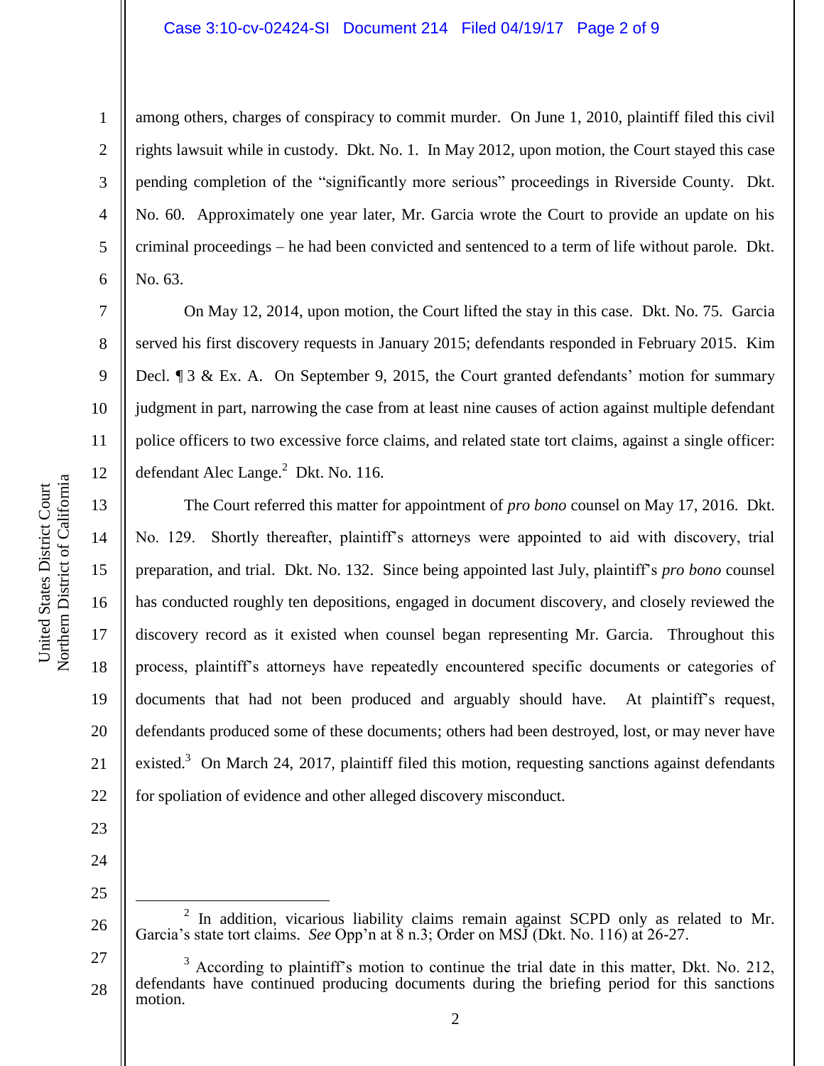among others, charges of conspiracy to commit murder. On June 1, 2010, plaintiff filed this civil rights lawsuit while in custody. Dkt. No. 1. In May 2012, upon motion, the Court stayed this case pending completion of the "significantly more serious" proceedings in Riverside County. Dkt. No. 60. Approximately one year later, Mr. Garcia wrote the Court to provide an update on his criminal proceedings – he had been convicted and sentenced to a term of life without parole. Dkt. No. 63.

On May 12, 2014, upon motion, the Court lifted the stay in this case. Dkt. No. 75. Garcia served his first discovery requests in January 2015; defendants responded in February 2015. Kim Decl. ¶ 3 & Ex. A. On September 9, 2015, the Court granted defendants' motion for summary judgment in part, narrowing the case from at least nine causes of action against multiple defendant police officers to two excessive force claims, and related state tort claims, against a single officer: defendant Alec Lange.[2] Dkt. No. 116.

The Court referred this matter for appointment of *pro bono* counsel on May 17, 2016. Dkt. No. 129. Shortly thereafter, plaintiff's attorneys were appointed to aid with discovery, trial preparation, and trial. Dkt. No. 132. Since being appointed last July, plaintiff's *pro bono* counsel has conducted roughly ten depositions, engaged in document discovery, and closely reviewed the discovery record as it existed when counsel began representing Mr. Garcia. Throughout this process, plaintiff's attorneys have repeatedly encountered specific documents or categories of documents that had not been produced and arguably should have. At plaintiff's request, defendants produced some of these documents; others had been destroyed, lost, or may never have existed.[3] On March 24, 2017, plaintiff filed this motion, requesting sanctions against defendants for spoliation of evidence and other alleged discovery misconduct.

---

[2] In addition, vicarious liability claims remain against SCPD only as related to Mr. Garcia's state tort claims. *See* Opp'n at 8 n.3; Order on MSJ (Dkt. No. 116) at 26-27.

[3] According to plaintiff's motion to continue the trial date in this matter, Dkt. No. 212, defendants have continued producing documents during the briefing period for this sanctions motion.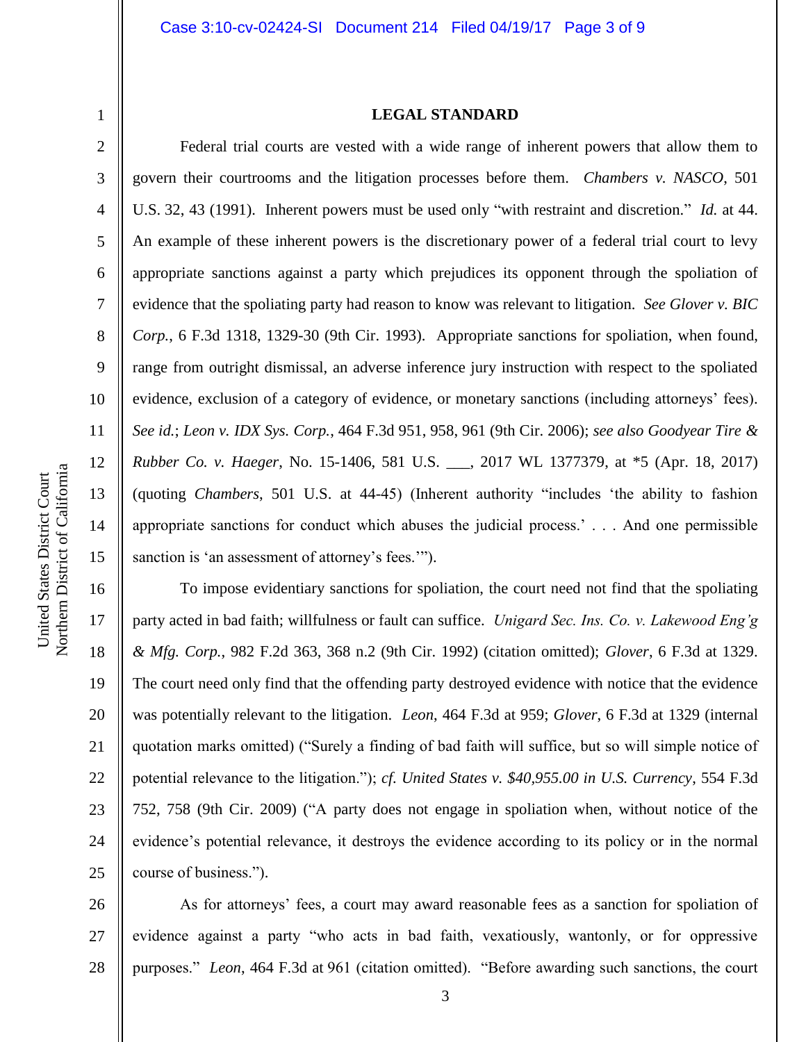**LEGAL STANDARD**

Federal trial courts are vested with a wide range of inherent powers that allow them to govern their courtrooms and the litigation processes before them. *Chambers v. NASCO*, 501 U.S. 32, 43 (1991). Inherent powers must be used only "with restraint and discretion." *Id.* at 44. An example of these inherent powers is the discretionary power of a federal trial court to levy appropriate sanctions against a party which prejudices its opponent through the spoliation of evidence that the spoliating party had reason to know was relevant to litigation. *See Glover v. BIC Corp.*, 6 F.3d 1318, 1329-30 (9th Cir. 1993). Appropriate sanctions for spoliation, when found, range from outright dismissal, an adverse inference jury instruction with respect to the spoliated evidence, exclusion of a category of evidence, or monetary sanctions (including attorneys' fees). *See id.*; *Leon v. IDX Sys. Corp.*, 464 F.3d 951, 958, 961 (9th Cir. 2006); *see also Goodyear Tire & Rubber Co. v. Haeger*, No. 15-1406, 581 U.S. ___, 2017 WL 1377379, at *5 (Apr. 18, 2017) (quoting *Chambers*, 501 U.S. at 44-45) (Inherent authority "includes 'the ability to fashion appropriate sanctions for conduct which abuses the judicial process.' . . . And one permissible sanction is 'an assessment of attorney's fees.'").

To impose evidentiary sanctions for spoliation, the court need not find that the spoliating party acted in bad faith; willfulness or fault can suffice. *Unigard Sec. Ins. Co. v. Lakewood Eng'g & Mfg. Corp.*, 982 F.2d 363, 368 n.2 (9th Cir. 1992) (citation omitted); *Glover*, 6 F.3d at 1329. The court need only find that the offending party destroyed evidence with notice that the evidence was potentially relevant to the litigation. *Leon*, 464 F.3d at 959; *Glover*, 6 F.3d at 1329 (internal quotation marks omitted) ("Surely a finding of bad faith will suffice, but so will simple notice of potential relevance to the litigation."); *cf. United States v. $40,955.00 in U.S. Currency*, 554 F.3d 752, 758 (9th Cir. 2009) ("A party does not engage in spoliation when, without notice of the evidence's potential relevance, it destroys the evidence according to its policy or in the normal course of business.").

As for attorneys' fees, a court may award reasonable fees as a sanction for spoliation of evidence against a party "who acts in bad faith, vexatiously, wantonly, or for oppressive purposes." *Leon*, 464 F.3d at 961 (citation omitted). "Before awarding such sanctions, the court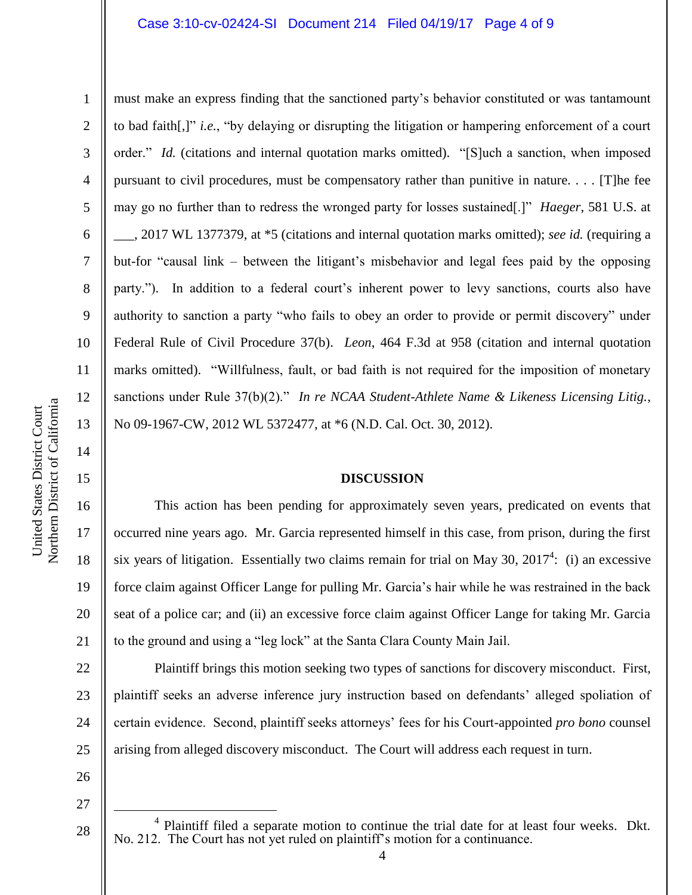must make an express finding that the sanctioned party's behavior constituted or was tantamount to bad faith[,]" *i.e.*, "by delaying or disrupting the litigation or hampering enforcement of a court order." *Id.* (citations and internal quotation marks omitted). "[S]uch a sanction, when imposed pursuant to civil procedures, must be compensatory rather than punitive in nature. . . . [T]he fee may go no further than to redress the wronged party for losses sustained[.]" *Haeger*, 581 U.S. at ___, 2017 WL 1377379, at *5 (citations and internal quotation marks omitted); *see id.* (requiring a but-for "causal link – between the litigant's misbehavior and legal fees paid by the opposing party."). In addition to a federal court's inherent power to levy sanctions, courts also have authority to sanction a party "who fails to obey an order to provide or permit discovery" under Federal Rule of Civil Procedure 37(b). *Leon*, 464 F.3d at 958 (citation and internal quotation marks omitted). "Willfulness, fault, or bad faith is not required for the imposition of monetary sanctions under Rule 37(b)(2)." *In re NCAA Student-Athlete Name & Likeness Licensing Litig.*, No 09-1967-CW, 2012 WL 5372477, at *6 (N.D. Cal. Oct. 30, 2012).

## DISCUSSION

This action has been pending for approximately seven years, predicated on events that occurred nine years ago. Mr. Garcia represented himself in this case, from prison, during the first six years of litigation. Essentially two claims remain for trial on May 30, 2017[4]: (i) an excessive force claim against Officer Lange for pulling Mr. Garcia's hair while he was restrained in the back seat of a police car; and (ii) an excessive force claim against Officer Lange for taking Mr. Garcia to the ground and using a "leg lock" at the Santa Clara County Main Jail.

Plaintiff brings this motion seeking two types of sanctions for discovery misconduct. First, plaintiff seeks an adverse inference jury instruction based on defendants' alleged spoliation of certain evidence. Second, plaintiff seeks attorneys' fees for his Court-appointed *pro bono* counsel arising from alleged discovery misconduct. The Court will address each request in turn.

---

[4] Plaintiff filed a separate motion to continue the trial date for at least four weeks. Dkt. No. 212. The Court has not yet ruled on plaintiff's motion for a continuance.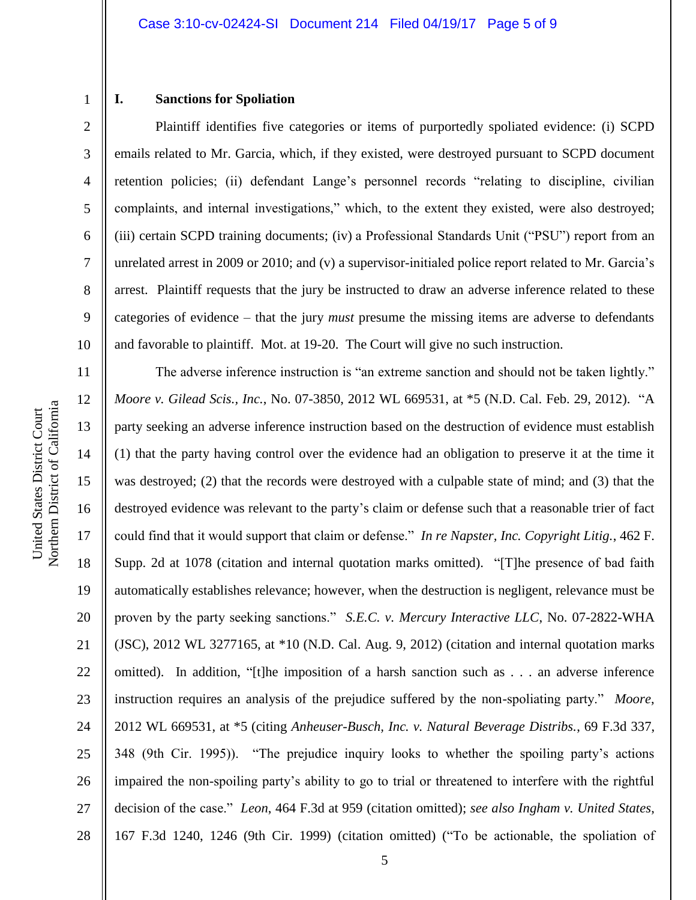## I. Sanctions for Spoliation

Plaintiff identifies five categories or items of purportedly spoliated evidence: (i) SCPD emails related to Mr. Garcia, which, if they existed, were destroyed pursuant to SCPD document retention policies; (ii) defendant Lange's personnel records "relating to discipline, civilian complaints, and internal investigations," which, to the extent they existed, were also destroyed; (iii) certain SCPD training documents; (iv) a Professional Standards Unit ("PSU") report from an unrelated arrest in 2009 or 2010; and (v) a supervisor-initialed police report related to Mr. Garcia's arrest. Plaintiff requests that the jury be instructed to draw an adverse inference related to these categories of evidence – that the jury *must* presume the missing items are adverse to defendants and favorable to plaintiff. Mot. at 19-20. The Court will give no such instruction.

The adverse inference instruction is "an extreme sanction and should not be taken lightly." *Moore v. Gilead Scis., Inc.*, No. 07-3850, 2012 WL 669531, at *5 (N.D. Cal. Feb. 29, 2012). "A party seeking an adverse inference instruction based on the destruction of evidence must establish (1) that the party having control over the evidence had an obligation to preserve it at the time it was destroyed; (2) that the records were destroyed with a culpable state of mind; and (3) that the destroyed evidence was relevant to the party's claim or defense such that a reasonable trier of fact could find that it would support that claim or defense." *In re Napster, Inc. Copyright Litig.*, 462 F. Supp. 2d at 1078 (citation and internal quotation marks omitted). "[T]he presence of bad faith automatically establishes relevance; however, when the destruction is negligent, relevance must be proven by the party seeking sanctions." *S.E.C. v. Mercury Interactive LLC*, No. 07-2822-WHA (JSC), 2012 WL 3277165, at *10 (N.D. Cal. Aug. 9, 2012) (citation and internal quotation marks omitted). In addition, "[t]he imposition of a harsh sanction such as . . . an adverse inference instruction requires an analysis of the prejudice suffered by the non-spoliating party." *Moore*, 2012 WL 669531, at *5 (citing *Anheuser-Busch, Inc. v. Natural Beverage Distribs.*, 69 F.3d 337, 348 (9th Cir. 1995)). "The prejudice inquiry looks to whether the spoiling party's actions impaired the non-spoiling party's ability to go to trial or threatened to interfere with the rightful decision of the case." *Leon*, 464 F.3d at 959 (citation omitted); *see also Ingham v. United States*, 167 F.3d 1240, 1246 (9th Cir. 1999) (citation omitted) ("To be actionable, the spoliation of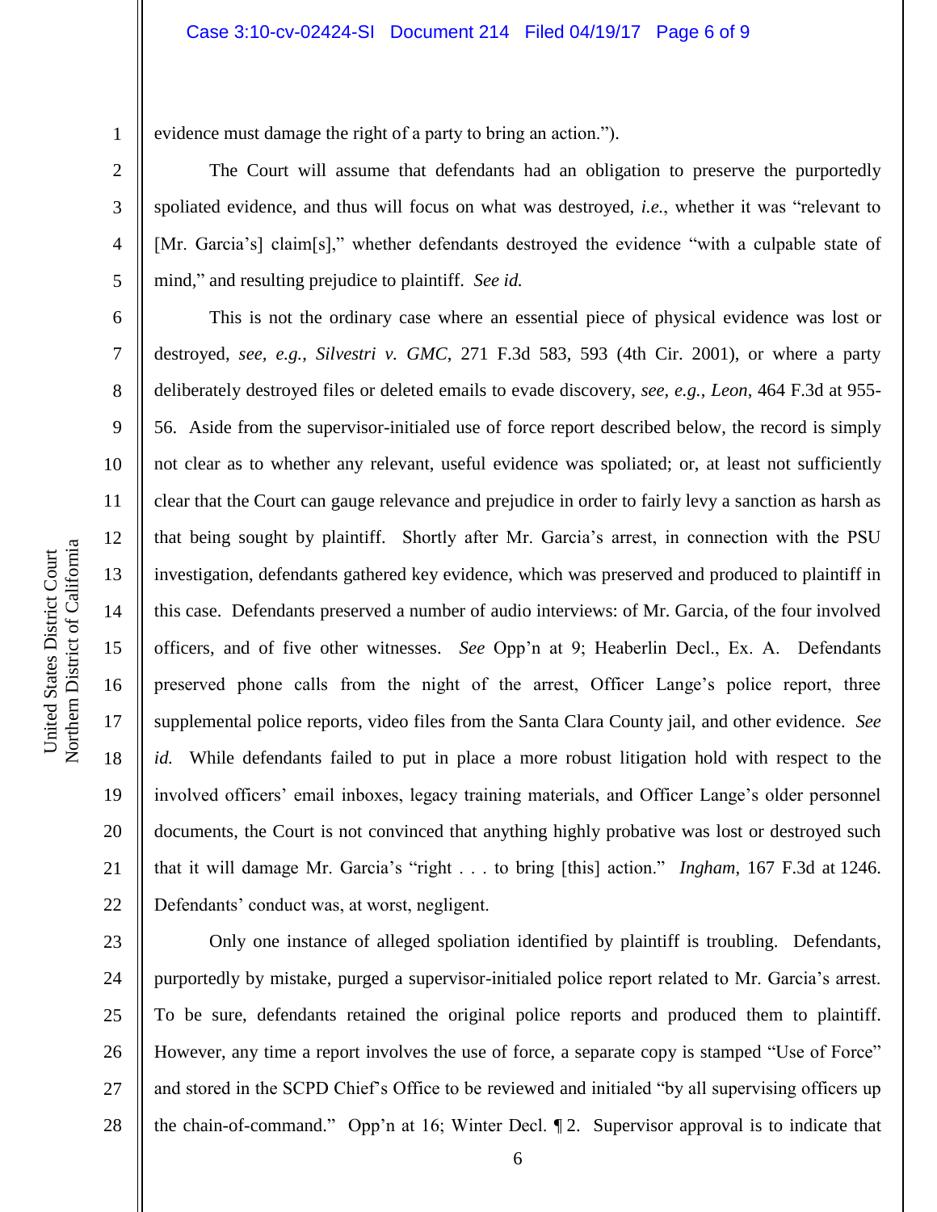evidence must damage the right of a party to bring an action.").

The Court will assume that defendants had an obligation to preserve the purportedly spoliated evidence, and thus will focus on what was destroyed, *i.e.*, whether it was "relevant to [Mr. Garcia's] claim[s]," whether defendants destroyed the evidence "with a culpable state of mind," and resulting prejudice to plaintiff. *See id.*

This is not the ordinary case where an essential piece of physical evidence was lost or destroyed, *see, e.g.*, *Silvestri v. GMC*, 271 F.3d 583, 593 (4th Cir. 2001), or where a party deliberately destroyed files or deleted emails to evade discovery, *see, e.g.*, *Leon*, 464 F.3d at 955-56. Aside from the supervisor-initialed use of force report described below, the record is simply not clear as to whether any relevant, useful evidence was spoliated; or, at least not sufficiently clear that the Court can gauge relevance and prejudice in order to fairly levy a sanction as harsh as that being sought by plaintiff. Shortly after Mr. Garcia's arrest, in connection with the PSU investigation, defendants gathered key evidence, which was preserved and produced to plaintiff in this case. Defendants preserved a number of audio interviews: of Mr. Garcia, of the four involved officers, and of five other witnesses. *See* Opp'n at 9; Heaberlin Decl., Ex. A. Defendants preserved phone calls from the night of the arrest, Officer Lange's police report, three supplemental police reports, video files from the Santa Clara County jail, and other evidence. *See id.* While defendants failed to put in place a more robust litigation hold with respect to the involved officers' email inboxes, legacy training materials, and Officer Lange's older personnel documents, the Court is not convinced that anything highly probative was lost or destroyed such that it will damage Mr. Garcia's "right . . . to bring [this] action." *Ingham*, 167 F.3d at 1246. Defendants' conduct was, at worst, negligent.

Only one instance of alleged spoliation identified by plaintiff is troubling. Defendants, purportedly by mistake, purged a supervisor-initialed police report related to Mr. Garcia's arrest. To be sure, defendants retained the original police reports and produced them to plaintiff. However, any time a report involves the use of force, a separate copy is stamped "Use of Force" and stored in the SCPD Chief's Office to be reviewed and initialed "by all supervising officers up the chain-of-command." Opp'n at 16; Winter Decl. ¶ 2. Supervisor approval is to indicate that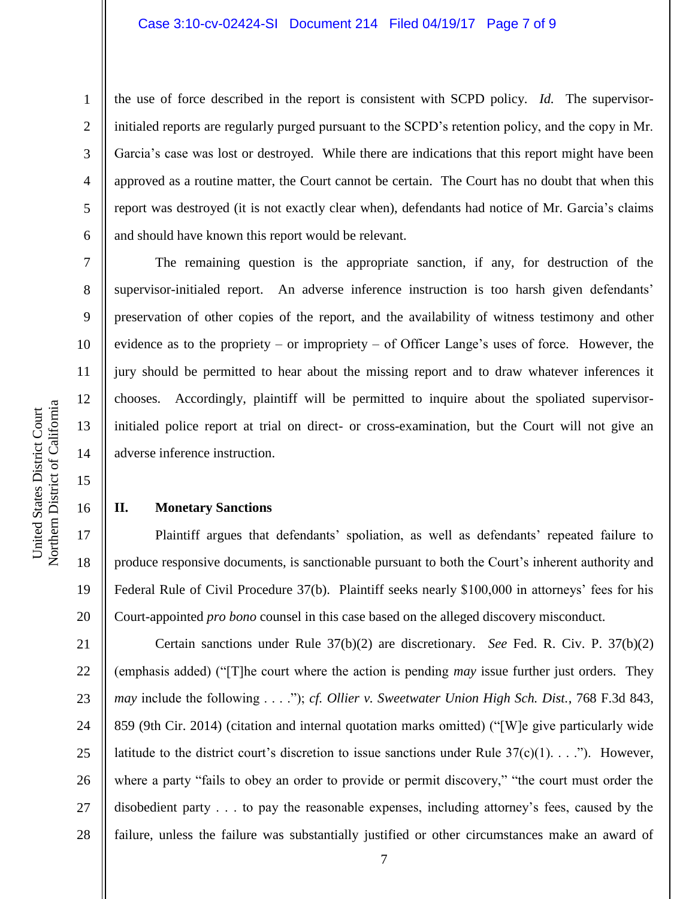the use of force described in the report is consistent with SCPD policy. *Id.* The supervisor-initialed reports are regularly purged pursuant to the SCPD's retention policy, and the copy in Mr. Garcia's case was lost or destroyed. While there are indications that this report might have been approved as a routine matter, the Court cannot be certain. The Court has no doubt that when this report was destroyed (it is not exactly clear when), defendants had notice of Mr. Garcia's claims and should have known this report would be relevant.

The remaining question is the appropriate sanction, if any, for destruction of the supervisor-initialed report. An adverse inference instruction is too harsh given defendants' preservation of other copies of the report, and the availability of witness testimony and other evidence as to the propriety – or impropriety – of Officer Lange's uses of force. However, the jury should be permitted to hear about the missing report and to draw whatever inferences it chooses. Accordingly, plaintiff will be permitted to inquire about the spoliated supervisor-initialed police report at trial on direct- or cross-examination, but the Court will not give an adverse inference instruction.

## II. Monetary Sanctions

Plaintiff argues that defendants' spoliation, as well as defendants' repeated failure to produce responsive documents, is sanctionable pursuant to both the Court's inherent authority and Federal Rule of Civil Procedure 37(b). Plaintiff seeks nearly $100,000 in attorneys' fees for his Court-appointed *pro bono* counsel in this case based on the alleged discovery misconduct.

Certain sanctions under Rule 37(b)(2) are discretionary. *See* Fed. R. Civ. P. 37(b)(2) (emphasis added) ("[T]he court where the action is pending *may* issue further just orders. They *may* include the following . . . ."); *cf. Ollier v. Sweetwater Union High Sch. Dist.*, 768 F.3d 843, 859 (9th Cir. 2014) (citation and internal quotation marks omitted) ("[W]e give particularly wide latitude to the district court's discretion to issue sanctions under Rule 37(c)(1). . . ."). However, where a party "fails to obey an order to provide or permit discovery," "the court must order the disobedient party . . . to pay the reasonable expenses, including attorney's fees, caused by the failure, unless the failure was substantially justified or other circumstances make an award of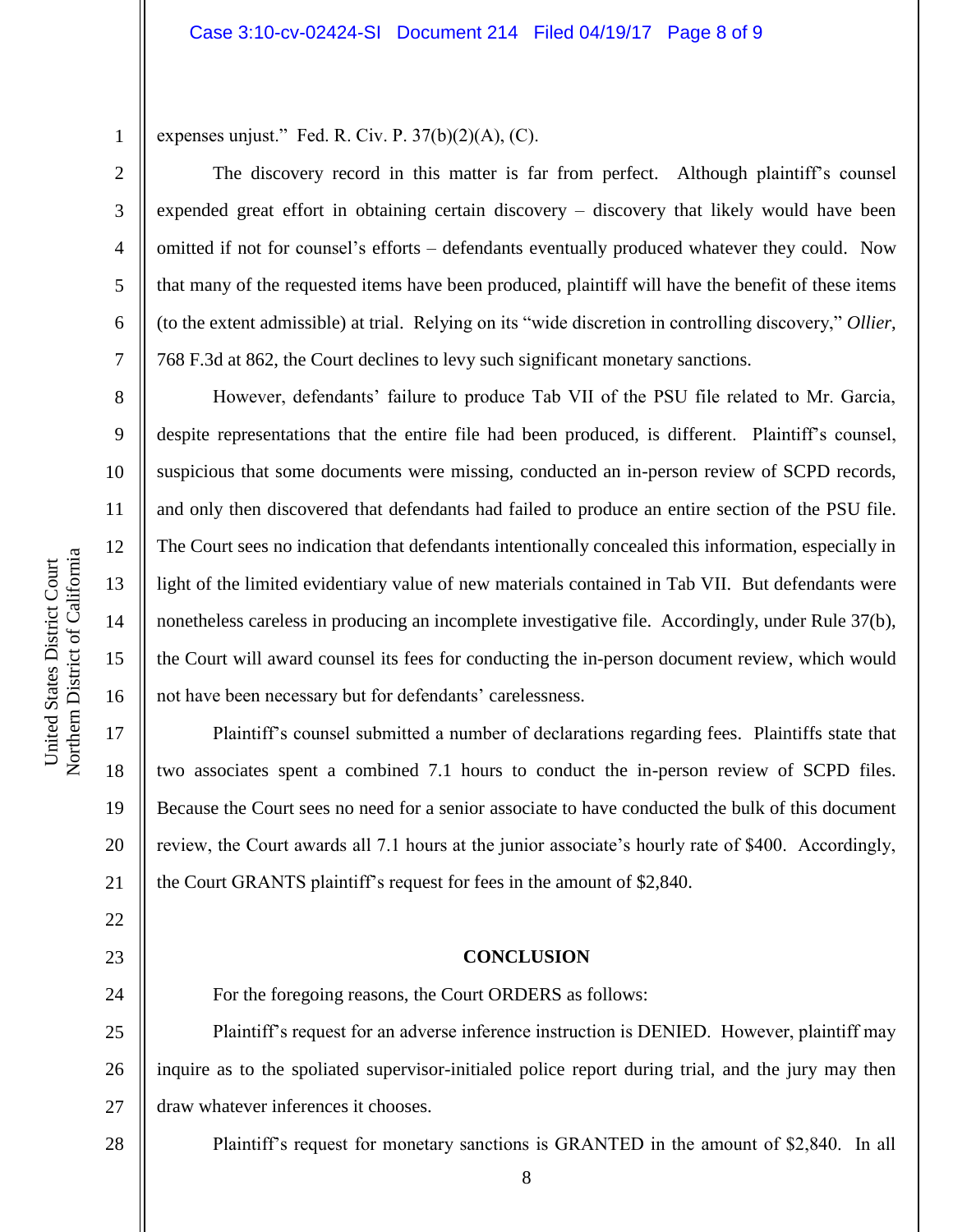expenses unjust." Fed. R. Civ. P. 37(b)(2)(A), (C).

The discovery record in this matter is far from perfect. Although plaintiff's counsel expended great effort in obtaining certain discovery – discovery that likely would have been omitted if not for counsel's efforts – defendants eventually produced whatever they could. Now that many of the requested items have been produced, plaintiff will have the benefit of these items (to the extent admissible) at trial. Relying on its "wide discretion in controlling discovery," *Ollier*, 768 F.3d at 862, the Court declines to levy such significant monetary sanctions.

However, defendants' failure to produce Tab VII of the PSU file related to Mr. Garcia, despite representations that the entire file had been produced, is different. Plaintiff's counsel, suspicious that some documents were missing, conducted an in-person review of SCPD records, and only then discovered that defendants had failed to produce an entire section of the PSU file. The Court sees no indication that defendants intentionally concealed this information, especially in light of the limited evidentiary value of new materials contained in Tab VII. But defendants were nonetheless careless in producing an incomplete investigative file. Accordingly, under Rule 37(b), the Court will award counsel its fees for conducting the in-person document review, which would not have been necessary but for defendants' carelessness.

Plaintiff's counsel submitted a number of declarations regarding fees. Plaintiffs state that two associates spent a combined 7.1 hours to conduct the in-person review of SCPD files. Because the Court sees no need for a senior associate to have conducted the bulk of this document review, the Court awards all 7.1 hours at the junior associate's hourly rate of $400. Accordingly, the Court GRANTS plaintiff's request for fees in the amount of $2,840.

**CONCLUSION**

For the foregoing reasons, the Court ORDERS as follows:

Plaintiff's request for an adverse inference instruction is DENIED. However, plaintiff may inquire as to the spoliated supervisor-initialed police report during trial, and the jury may then draw whatever inferences it chooses.

Plaintiff's request for monetary sanctions is GRANTED in the amount of $2,840. In all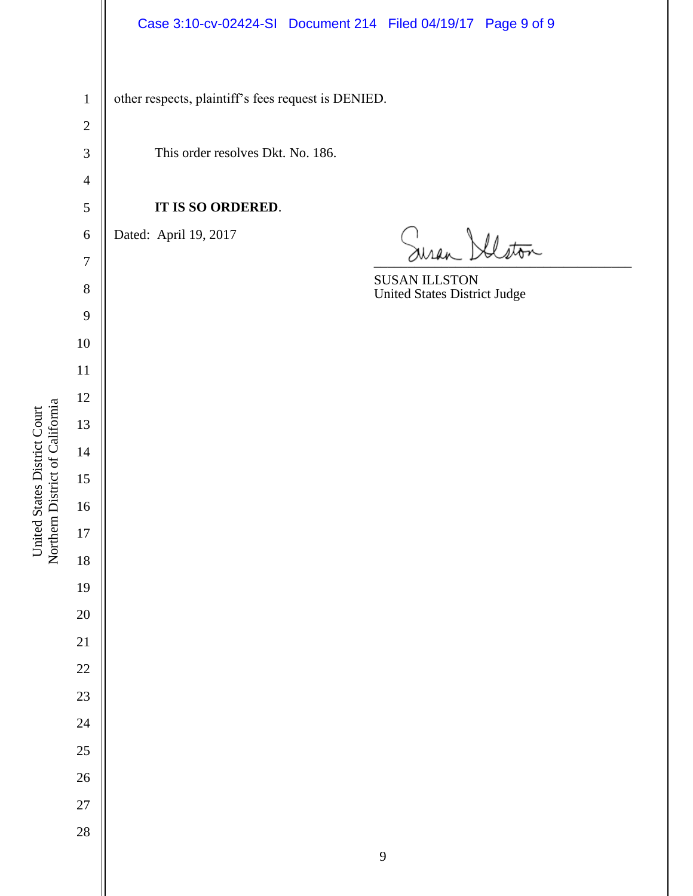other respects, plaintiff's fees request is DENIED.

This order resolves Dkt. No. 186.

**IT IS SO ORDERED**.

Dated: April 19, 2017

SUSAN ILLSTON
United States District Judge